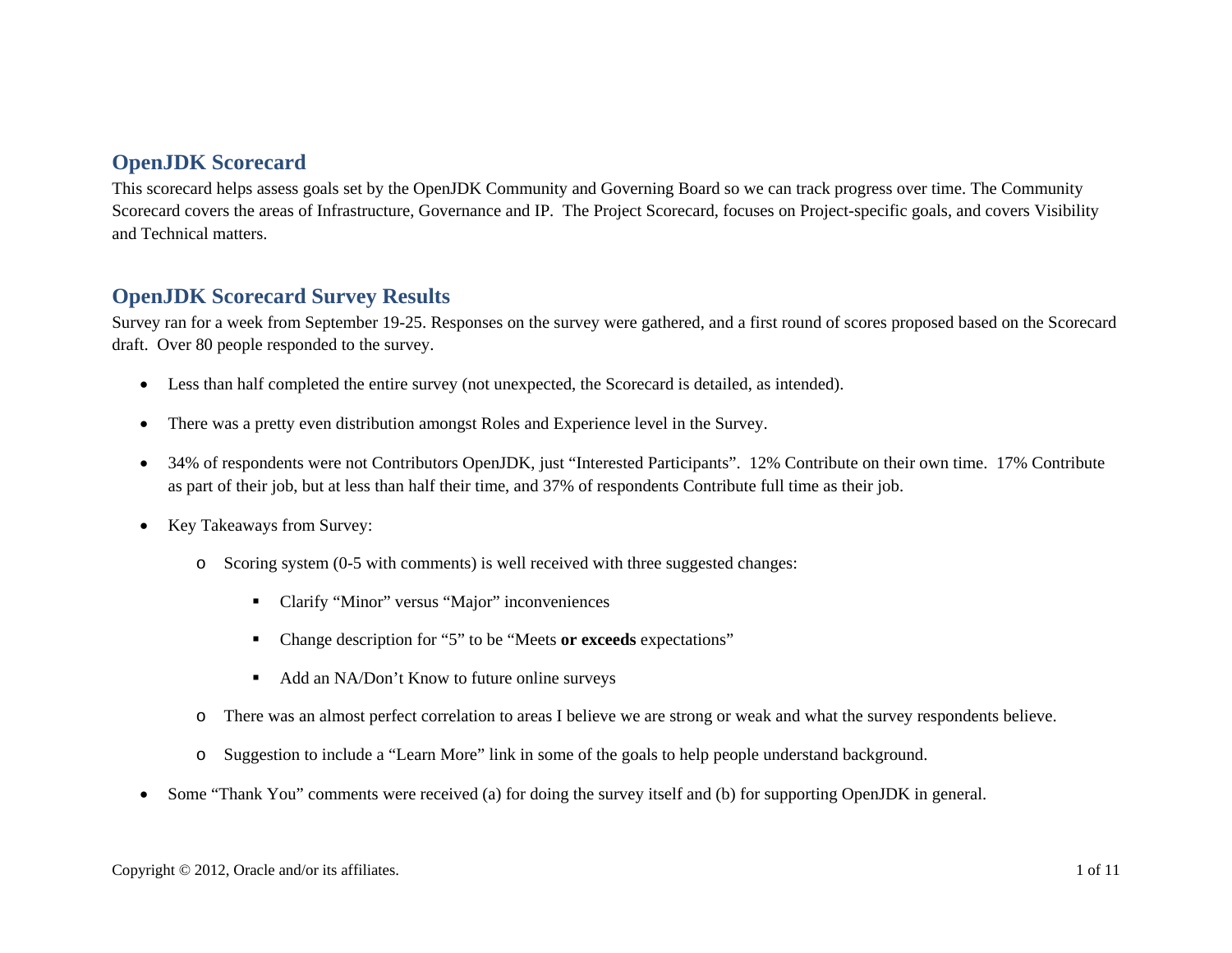## OpenJDK Scorecard

This scorecard helps assess goals set by the OpenJDK Community and Governing Board so we can track progress over time. The Community Scorecard covers the areas of Infrastructure, Governance and IP. The Project Scorecard, focuses on Project-specific goals, and covers Visibility and Technical matters.

## OpenJDK Scorecard Survey Results

Survey ran for a week from September 19-25. Responses on the survey were gathered, and a first round of scores proposed based on the Scorecard draft. Over 80 people responded to the survey.

- Less than half completed the entire survey (not unexpected, the Scorecard is detailed, as intended).
- There was a pretty even distribution amongst Roles and Experience level in the Survey.
- 34% of respondents were not Contributors OpenJDK, just "Interested Participants". 12% Contribute on their own time. 17% Contribute as part of their job, but at less than half their time, and 37% of respondents Contribute full time as their job.
- Key Takeaways from Survey:
  - Scoring system (0-5 with comments) is well received with three suggested changes:
    - Clarify "Minor" versus "Major" inconveniences
    - Change description for "5" to be "Meets **or exceeds** expectations"
    - Add an NA/Don't Know to future online surveys
  - There was an almost perfect correlation to areas I believe we are strong or weak and what the survey respondents believe.
  - Suggestion to include a "Learn More" link in some of the goals to help people understand background.
- Some "Thank You" comments were received (a) for doing the survey itself and (b) for supporting OpenJDK in general.

Copyright © 2012, Oracle and/or its affiliates.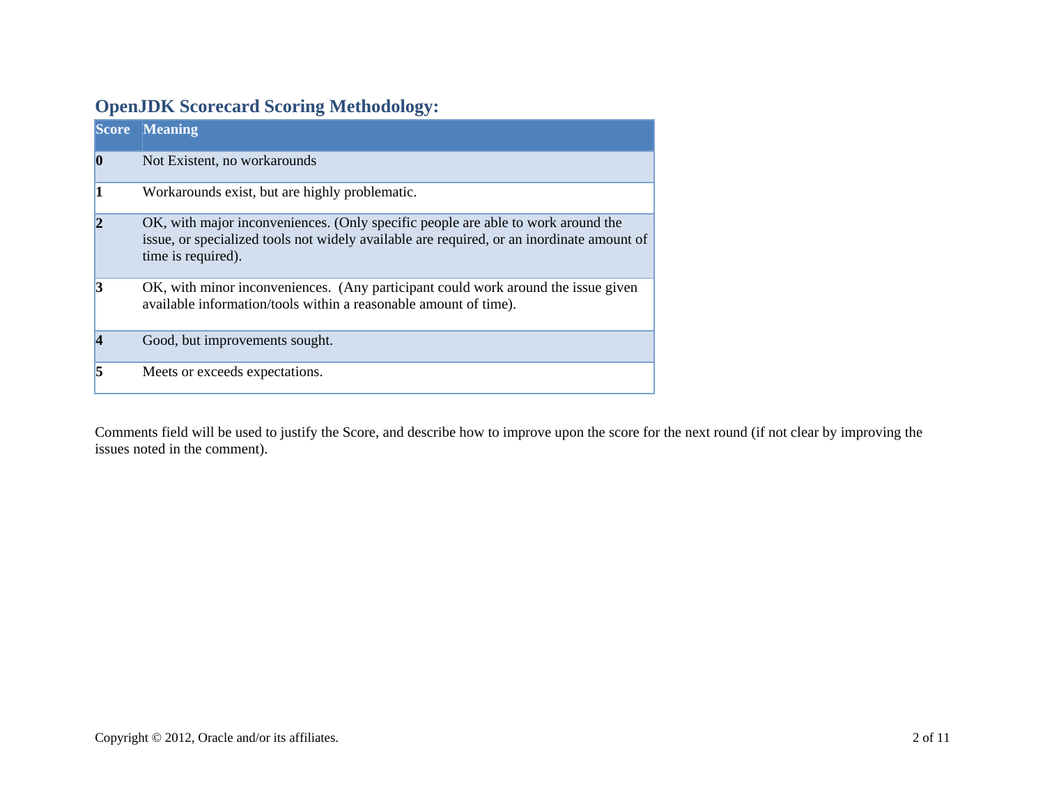## OpenJDK Scorecard Scoring Methodology:

| Score | Meaning |
|---|---|
| **0** | Not Existent, no workarounds |
| **1** | Workarounds exist, but are highly problematic. |
| **2** | OK, with major inconveniences. (Only specific people are able to work around the issue, or specialized tools not widely available are required, or an inordinate amount of time is required). |
| **3** | OK, with minor inconveniences. (Any participant could work around the issue given available information/tools within a reasonable amount of time). |
| **4** | Good, but improvements sought. |
| **5** | Meets or exceeds expectations. |

Comments field will be used to justify the Score, and describe how to improve upon the score for the next round (if not clear by improving the issues noted in the comment).

Copyright © 2012, Oracle and/or its affiliates.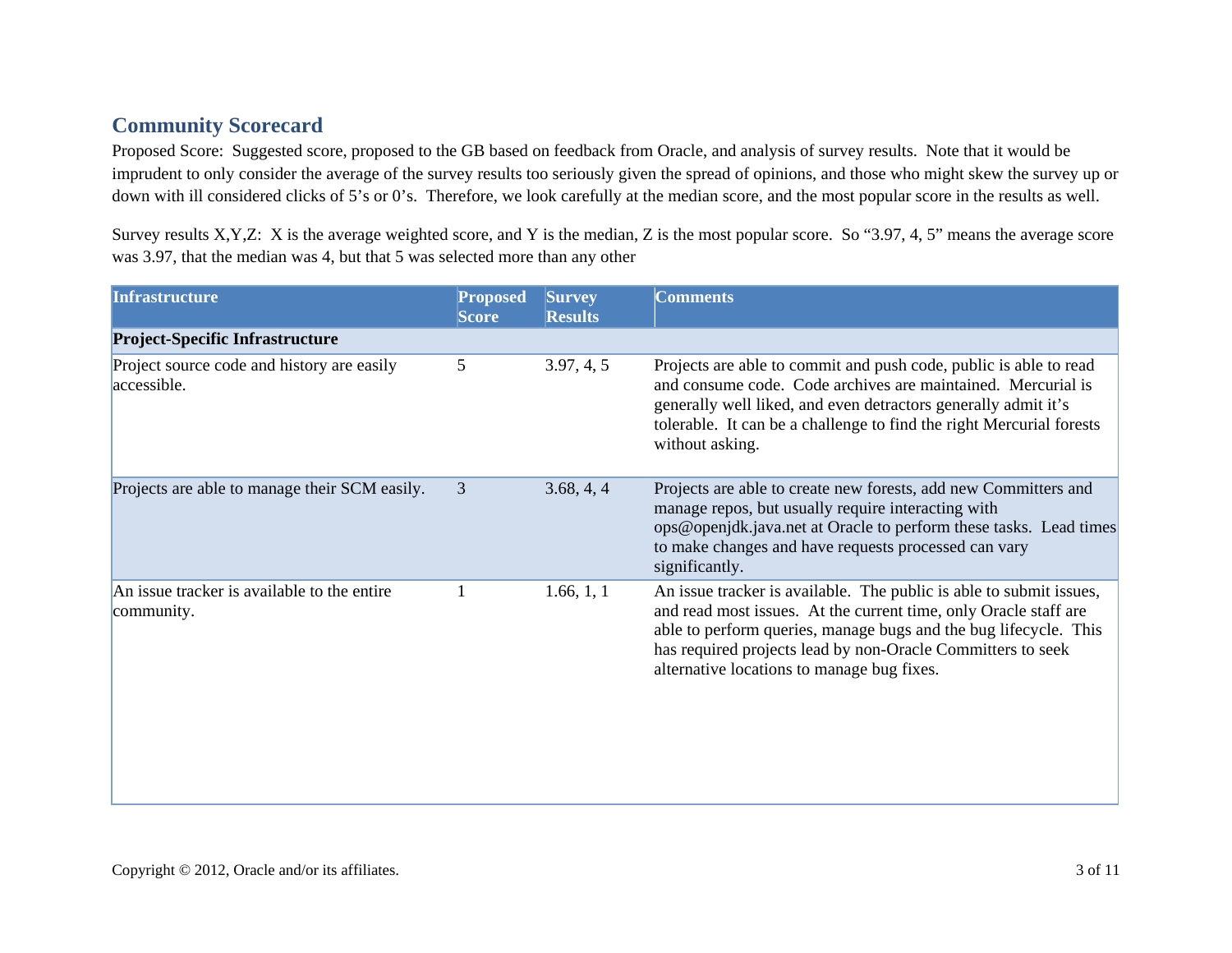## Community Scorecard

Proposed Score: Suggested score, proposed to the GB based on feedback from Oracle, and analysis of survey results. Note that it would be imprudent to only consider the average of the survey results too seriously given the spread of opinions, and those who might skew the survey up or down with ill considered clicks of 5's or 0's. Therefore, we look carefully at the median score, and the most popular score in the results as well.

Survey results X,Y,Z: X is the average weighted score, and Y is the median, Z is the most popular score. So "3.97, 4, 5" means the average score was 3.97, that the median was 4, but that 5 was selected more than any other

| Infrastructure | Proposed Score | Survey Results | Comments |
| --- | --- | --- | --- |
| **Project-Specific Infrastructure** | | | |
| Project source code and history are easily accessible. | 5 | 3.97, 4, 5 | Projects are able to commit and push code, public is able to read and consume code. Code archives are maintained. Mercurial is generally well liked, and even detractors generally admit it's tolerable. It can be a challenge to find the right Mercurial forests without asking. |
| Projects are able to manage their SCM easily. | 3 | 3.68, 4, 4 | Projects are able to create new forests, add new Committers and manage repos, but usually require interacting with ops@openjdk.java.net at Oracle to perform these tasks. Lead times to make changes and have requests processed can vary significantly. |
| An issue tracker is available to the entire community. | 1 | 1.66, 1, 1 | An issue tracker is available. The public is able to submit issues, and read most issues. At the current time, only Oracle staff are able to perform queries, manage bugs and the bug lifecycle. This has required projects lead by non-Oracle Committers to seek alternative locations to manage bug fixes. |

Copyright © 2012, Oracle and/or its affiliates.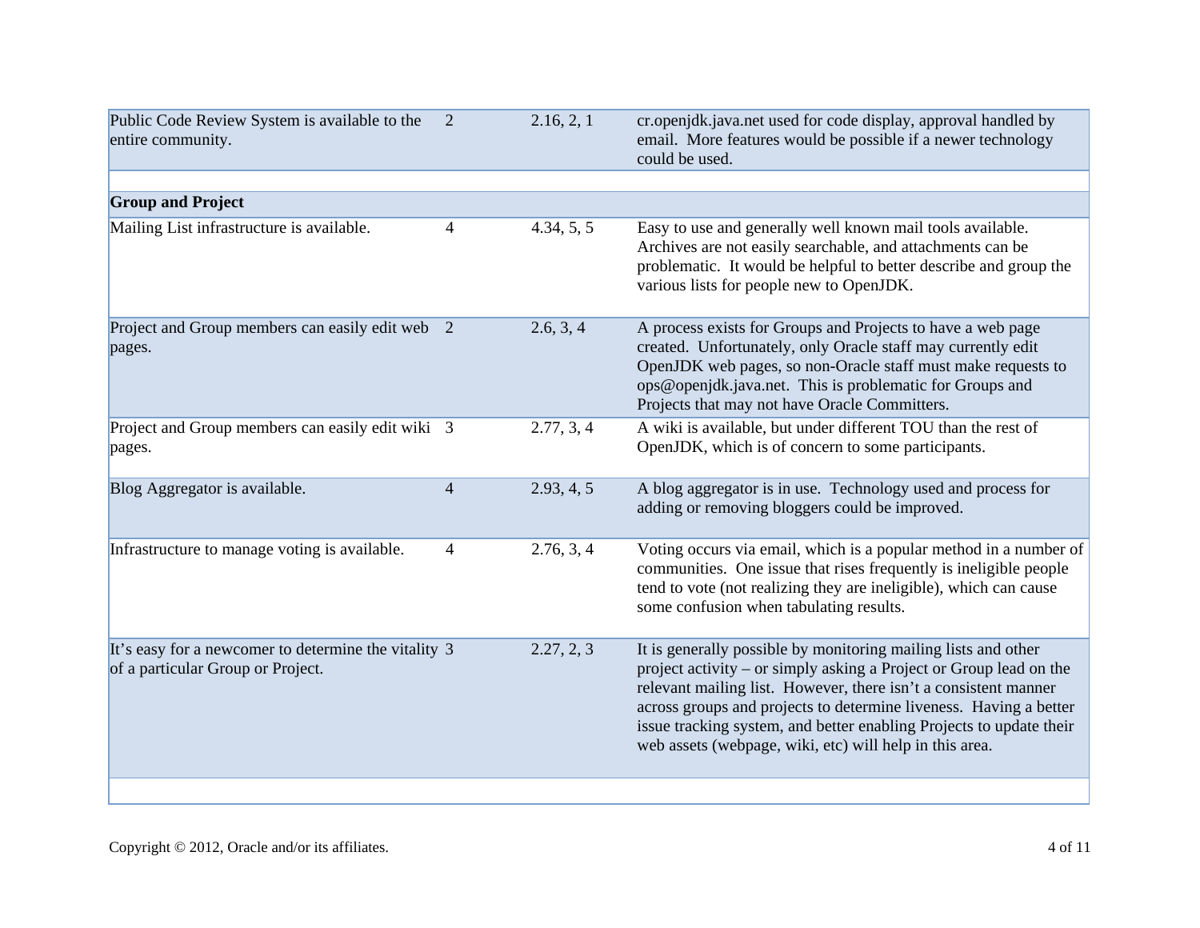| | | | |
|---|---|---|---|
| Public Code Review System is available to the entire community. | 2 | 2.16, 2, 1 | cr.openjdk.java.net used for code display, approval handled by email. More features would be possible if a newer technology could be used. |
| | | | |
| **Group and Project** | | | |
| Mailing List infrastructure is available. | 4 | 4.34, 5, 5 | Easy to use and generally well known mail tools available. Archives are not easily searchable, and attachments can be problematic. It would be helpful to better describe and group the various lists for people new to OpenJDK. |
| Project and Group members can easily edit web pages. | 2 | 2.6, 3, 4 | A process exists for Groups and Projects to have a web page created. Unfortunately, only Oracle staff may currently edit OpenJDK web pages, so non-Oracle staff must make requests to ops@openjdk.java.net. This is problematic for Groups and Projects that may not have Oracle Committers. |
| Project and Group members can easily edit wiki pages. | 3 | 2.77, 3, 4 | A wiki is available, but under different TOU than the rest of OpenJDK, which is of concern to some participants. |
| Blog Aggregator is available. | 4 | 2.93, 4, 5 | A blog aggregator is in use. Technology used and process for adding or removing bloggers could be improved. |
| Infrastructure to manage voting is available. | 4 | 2.76, 3, 4 | Voting occurs via email, which is a popular method in a number of communities. One issue that rises frequently is ineligible people tend to vote (not realizing they are ineligible), which can cause some confusion when tabulating results. |
| It's easy for a newcomer to determine the vitality of a particular Group or Project. | 3 | 2.27, 2, 3 | It is generally possible by monitoring mailing lists and other project activity – or simply asking a Project or Group lead on the relevant mailing list. However, there isn't a consistent manner across groups and projects to determine liveness. Having a better issue tracking system, and better enabling Projects to update their web assets (webpage, wiki, etc) will help in this area. |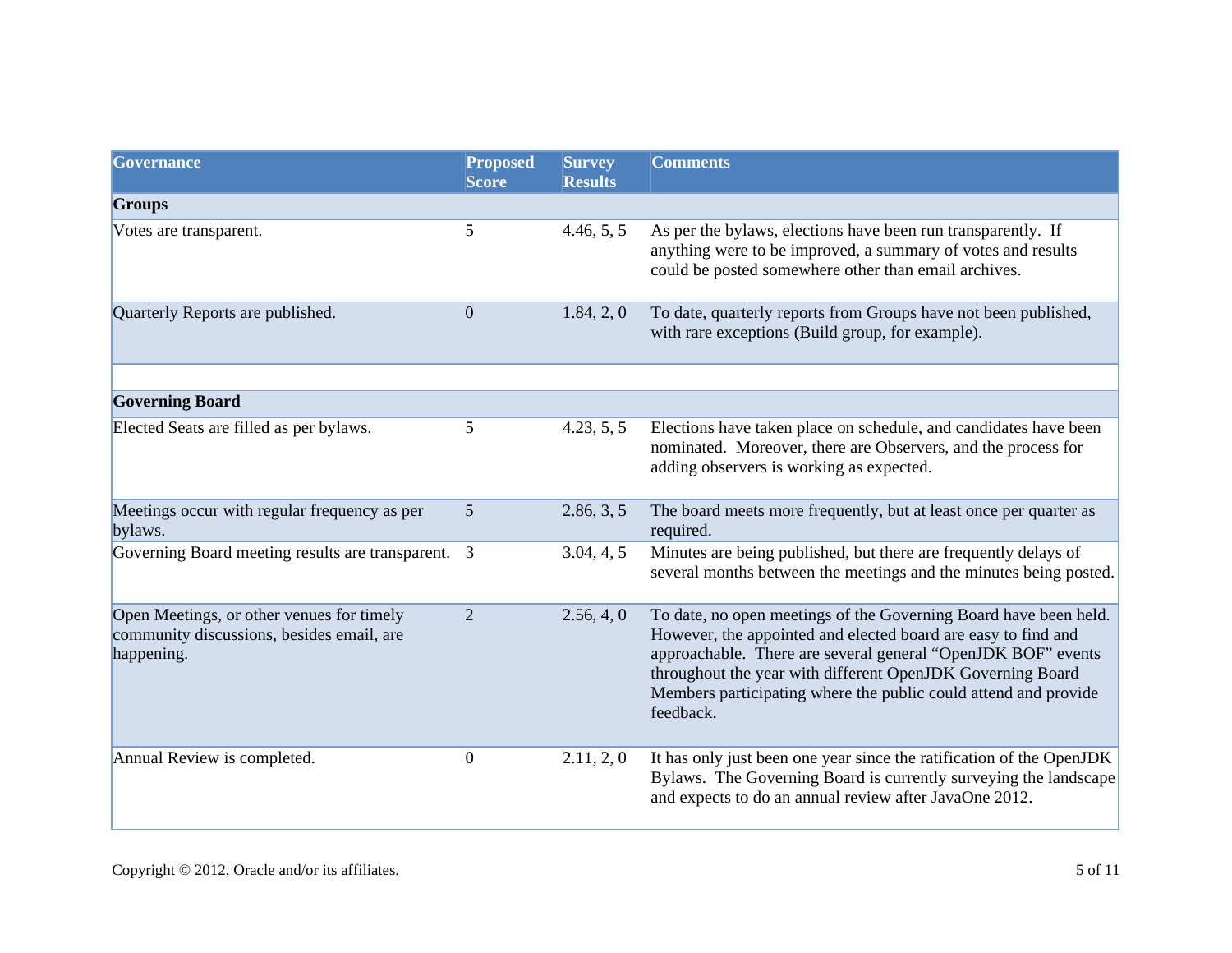| Governance | Proposed Score | Survey Results | Comments |
|---|---|---|---|
| **Groups** | | | |
| Votes are transparent. | 5 | 4.46, 5, 5 | As per the bylaws, elections have been run transparently. If anything were to be improved, a summary of votes and results could be posted somewhere other than email archives. |
| Quarterly Reports are published. | 0 | 1.84, 2, 0 | To date, quarterly reports from Groups have not been published, with rare exceptions (Build group, for example). |
| | | | |
| **Governing Board** | | | |
| Elected Seats are filled as per bylaws. | 5 | 4.23, 5, 5 | Elections have taken place on schedule, and candidates have been nominated. Moreover, there are Observers, and the process for adding observers is working as expected. |
| Meetings occur with regular frequency as per bylaws. | 5 | 2.86, 3, 5 | The board meets more frequently, but at least once per quarter as required. |
| Governing Board meeting results are transparent. | 3 | 3.04, 4, 5 | Minutes are being published, but there are frequently delays of several months between the meetings and the minutes being posted. |
| Open Meetings, or other venues for timely community discussions, besides email, are happening. | 2 | 2.56, 4, 0 | To date, no open meetings of the Governing Board have been held. However, the appointed and elected board are easy to find and approachable. There are several general "OpenJDK BOF" events throughout the year with different OpenJDK Governing Board Members participating where the public could attend and provide feedback. |
| Annual Review is completed. | 0 | 2.11, 2, 0 | It has only just been one year since the ratification of the OpenJDK Bylaws. The Governing Board is currently surveying the landscape and expects to do an annual review after JavaOne 2012. |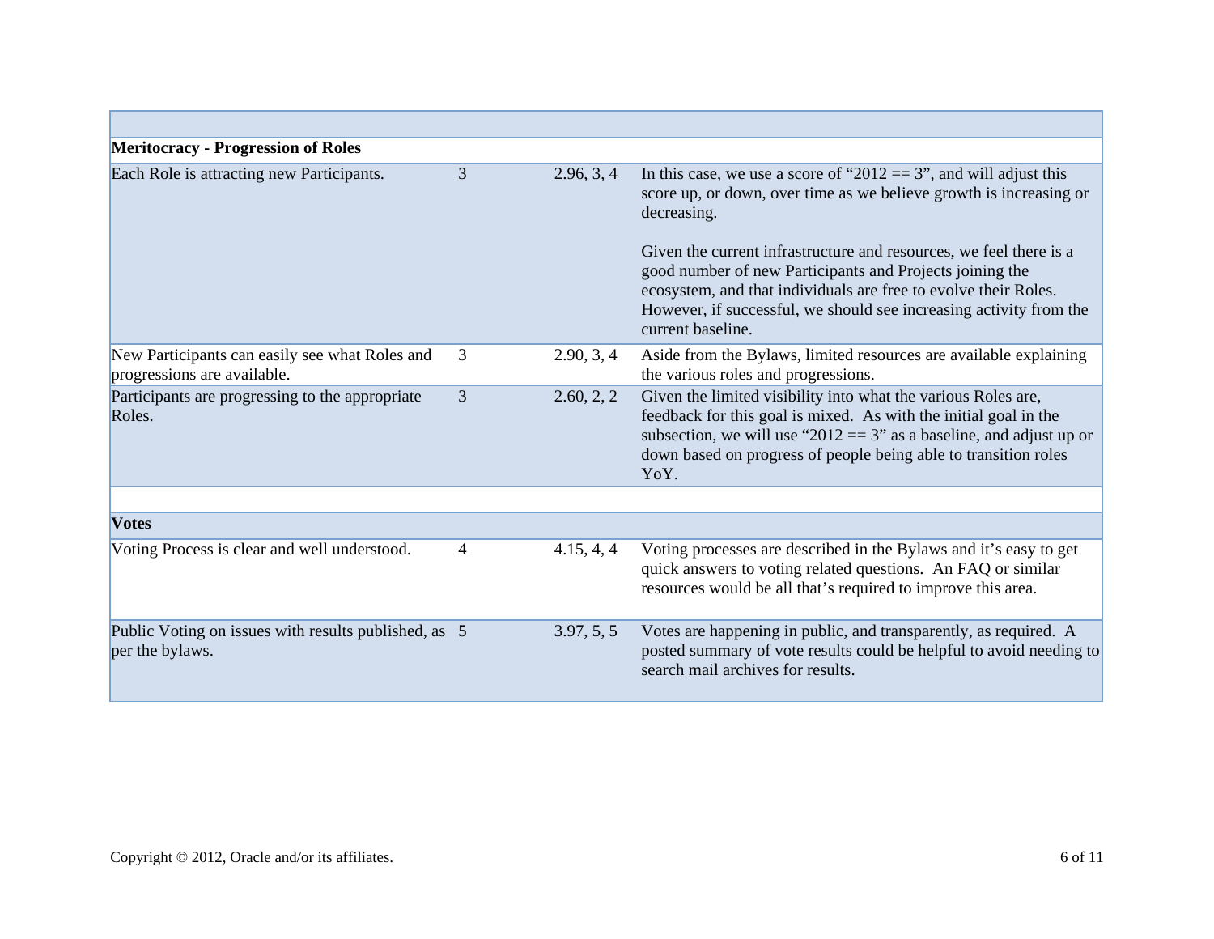| | | | |
|---|---|---|---|
| **Meritocracy - Progression of Roles** | | | |
| Each Role is attracting new Participants. | 3 | 2.96, 3, 4 | In this case, we use a score of "2012 == 3", and will adjust this score up, or down, over time as we believe growth is increasing or decreasing.<br><br>Given the current infrastructure and resources, we feel there is a good number of new Participants and Projects joining the ecosystem, and that individuals are free to evolve their Roles. However, if successful, we should see increasing activity from the current baseline. |
| New Participants can easily see what Roles and progressions are available. | 3 | 2.90, 3, 4 | Aside from the Bylaws, limited resources are available explaining the various roles and progressions. |
| Participants are progressing to the appropriate Roles. | 3 | 2.60, 2, 2 | Given the limited visibility into what the various Roles are, feedback for this goal is mixed. As with the initial goal in the subsection, we will use "2012 == 3" as a baseline, and adjust up or down based on progress of people being able to transition roles YoY. |
| | | | |
| **Votes** | | | |
| Voting Process is clear and well understood. | 4 | 4.15, 4, 4 | Voting processes are described in the Bylaws and it's easy to get quick answers to voting related questions. An FAQ or similar resources would be all that's required to improve this area. |
| Public Voting on issues with results published, as per the bylaws. | 5 | 3.97, 5, 5 | Votes are happening in public, and transparently, as required. A posted summary of vote results could be helpful to avoid needing to search mail archives for results. |

Copyright © 2012, Oracle and/or its affiliates.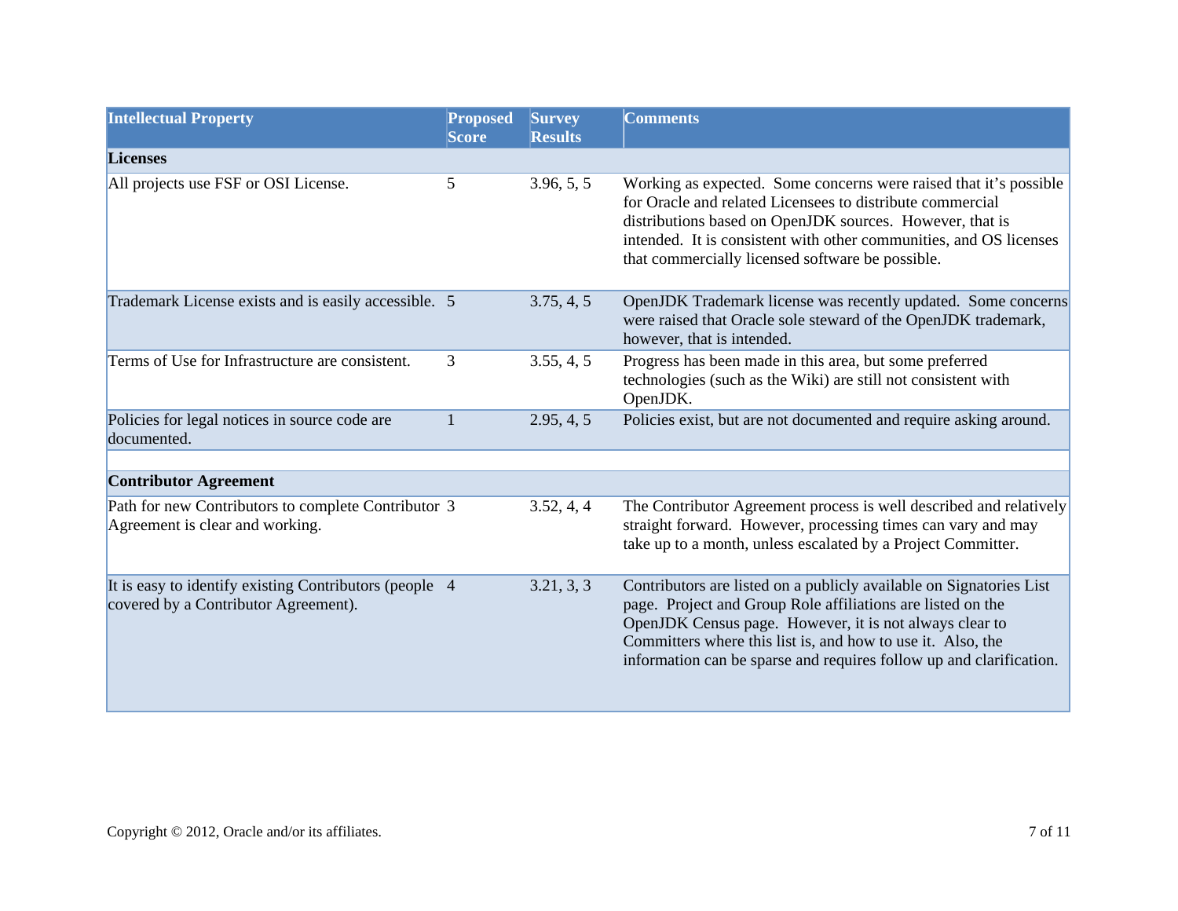| Intellectual Property | Proposed Score | Survey Results | Comments |
|---|---|---|---|
| **Licenses** | | | |
| All projects use FSF or OSI License. | 5 | 3.96, 5, 5 | Working as expected. Some concerns were raised that it's possible for Oracle and related Licensees to distribute commercial distributions based on OpenJDK sources. However, that is intended. It is consistent with other communities, and OS licenses that commercially licensed software be possible. |
| Trademark License exists and is easily accessible. | 5 | 3.75, 4, 5 | OpenJDK Trademark license was recently updated. Some concerns were raised that Oracle sole steward of the OpenJDK trademark, however, that is intended. |
| Terms of Use for Infrastructure are consistent. | 3 | 3.55, 4, 5 | Progress has been made in this area, but some preferred technologies (such as the Wiki) are still not consistent with OpenJDK. |
| Policies for legal notices in source code are documented. | 1 | 2.95, 4, 5 | Policies exist, but are not documented and require asking around. |
| | | | |
| **Contributor Agreement** | | | |
| Path for new Contributors to complete Contributor Agreement is clear and working. | 3 | 3.52, 4, 4 | The Contributor Agreement process is well described and relatively straight forward. However, processing times can vary and may take up to a month, unless escalated by a Project Committer. |
| It is easy to identify existing Contributors (people covered by a Contributor Agreement). | 4 | 3.21, 3, 3 | Contributors are listed on a publicly available on Signatories List page. Project and Group Role affiliations are listed on the OpenJDK Census page. However, it is not always clear to Committers where this list is, and how to use it. Also, the information can be sparse and requires follow up and clarification. |

Copyright © 2012, Oracle and/or its affiliates.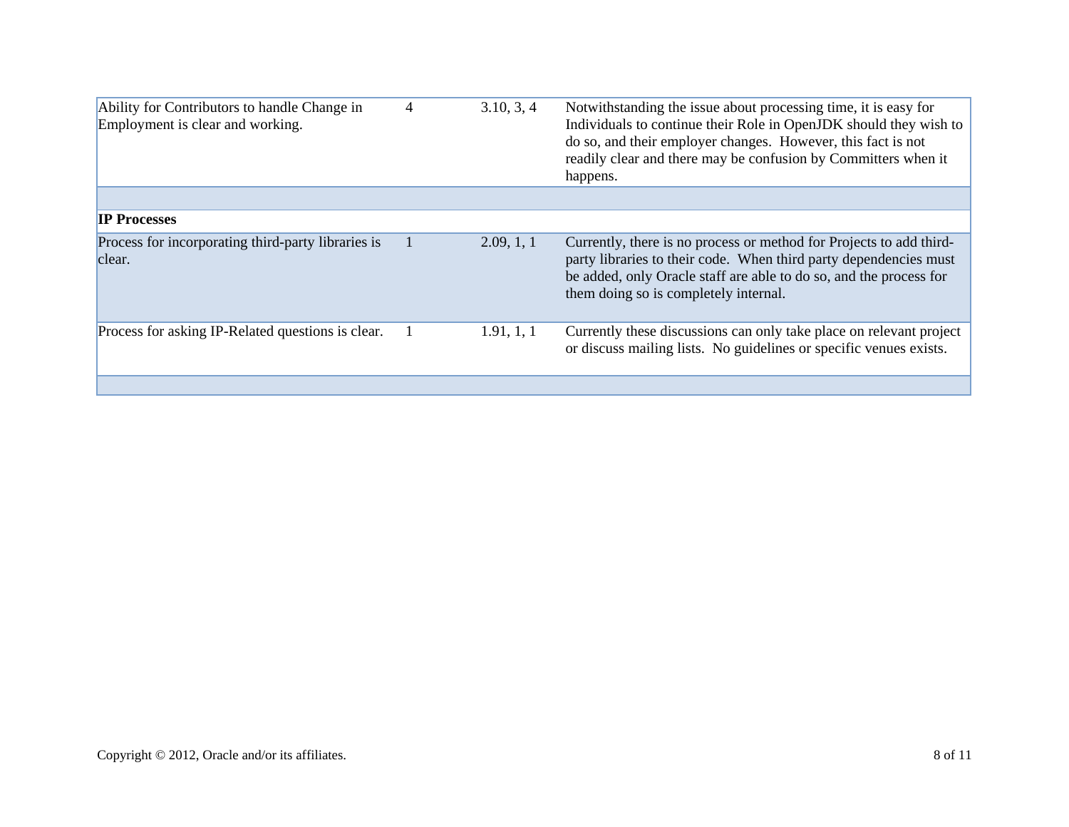| | | | |
|---|---|---|---|
| Ability for Contributors to handle Change in Employment is clear and working. | 4 | 3.10, 3, 4 | Notwithstanding the issue about processing time, it is easy for Individuals to continue their Role in OpenJDK should they wish to do so, and their employer changes. However, this fact is not readily clear and there may be confusion by Committers when it happens. |
| | | | |
| **IP Processes** | | | |
| Process for incorporating third-party libraries is clear. | 1 | 2.09, 1, 1 | Currently, there is no process or method for Projects to add third-party libraries to their code. When third party dependencies must be added, only Oracle staff are able to do so, and the process for them doing so is completely internal. |
| Process for asking IP-Related questions is clear. | 1 | 1.91, 1, 1 | Currently these discussions can only take place on relevant project or discuss mailing lists. No guidelines or specific venues exists. |
| | | | |

Copyright © 2012, Oracle and/or its affiliates.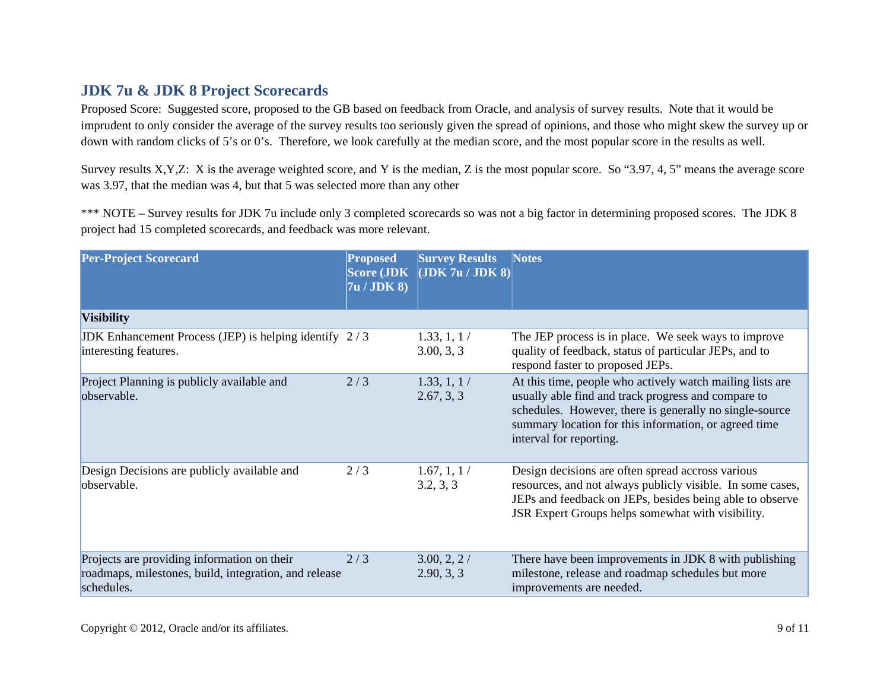## JDK 7u & JDK 8 Project Scorecards

Proposed Score: Suggested score, proposed to the GB based on feedback from Oracle, and analysis of survey results. Note that it would be imprudent to only consider the average of the survey results too seriously given the spread of opinions, and those who might skew the survey up or down with random clicks of 5's or 0's. Therefore, we look carefully at the median score, and the most popular score in the results as well.

Survey results X,Y,Z: X is the average weighted score, and Y is the median, Z is the most popular score. So "3.97, 4, 5" means the average score was 3.97, that the median was 4, but that 5 was selected more than any other

*** NOTE – Survey results for JDK 7u include only 3 completed scorecards so was not a big factor in determining proposed scores. The JDK 8 project had 15 completed scorecards, and feedback was more relevant.

| Per-Project Scorecard | Proposed Score (JDK 7u / JDK 8) | Survey Results (JDK 7u / JDK 8) | Notes |
|---|---|---|---|
| **Visibility** | | | |
| JDK Enhancement Process (JEP) is helping identify interesting features. | 2 / 3 | 1.33, 1, 1 / 3.00, 3, 3 | The JEP process is in place. We seek ways to improve quality of feedback, status of particular JEPs, and to respond faster to proposed JEPs. |
| Project Planning is publicly available and observable. | 2 / 3 | 1.33, 1, 1 / 2.67, 3, 3 | At this time, people who actively watch mailing lists are usually able find and track progress and compare to schedules. However, there is generally no single-source summary location for this information, or agreed time interval for reporting. |
| Design Decisions are publicly available and observable. | 2 / 3 | 1.67, 1, 1 / 3.2, 3, 3 | Design decisions are often spread accross various resources, and not always publicly visible. In some cases, JEPs and feedback on JEPs, besides being able to observe JSR Expert Groups helps somewhat with visibility. |
| Projects are providing information on their roadmaps, milestones, build, integration, and release schedules. | 2 / 3 | 3.00, 2, 2 / 2.90, 3, 3 | There have been improvements in JDK 8 with publishing milestone, release and roadmap schedules but more improvements are needed. |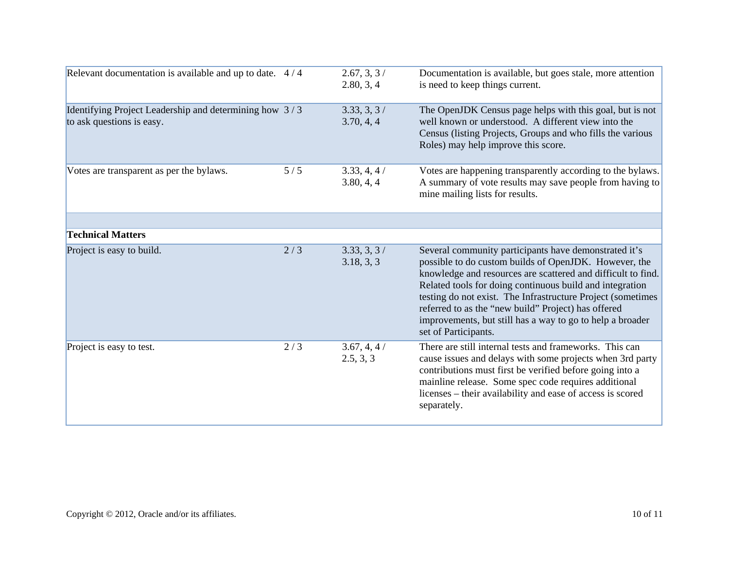| | | | |
|---|---|---|---|
| Relevant documentation is available and up to date. | 4 / 4 | 2.67, 3, 3 / 2.80, 3, 4 | Documentation is available, but goes stale, more attention is need to keep things current. |
| Identifying Project Leadership and determining how to ask questions is easy. | 3 / 3 | 3.33, 3, 3 / 3.70, 4, 4 | The OpenJDK Census page helps with this goal, but is not well known or understood. A different view into the Census (listing Projects, Groups and who fills the various Roles) may help improve this score. |
| Votes are transparent as per the bylaws. | 5 / 5 | 3.33, 4, 4 / 3.80, 4, 4 | Votes are happening transparently according to the bylaws. A summary of vote results may save people from having to mine mailing lists for results. |
| | | | |
| **Technical Matters** | | | |
| Project is easy to build. | 2 / 3 | 3.33, 3, 3 / 3.18, 3, 3 | Several community participants have demonstrated it's possible to do custom builds of OpenJDK. However, the knowledge and resources are scattered and difficult to find. Related tools for doing continuous build and integration testing do not exist. The Infrastructure Project (sometimes referred to as the "new build" Project) has offered improvements, but still has a way to go to help a broader set of Participants. |
| Project is easy to test. | 2 / 3 | 3.67, 4, 4 / 2.5, 3, 3 | There are still internal tests and frameworks. This can cause issues and delays with some projects when 3rd party contributions must first be verified before going into a mainline release. Some spec code requires additional licenses – their availability and ease of access is scored separately. |

Copyright © 2012, Oracle and/or its affiliates.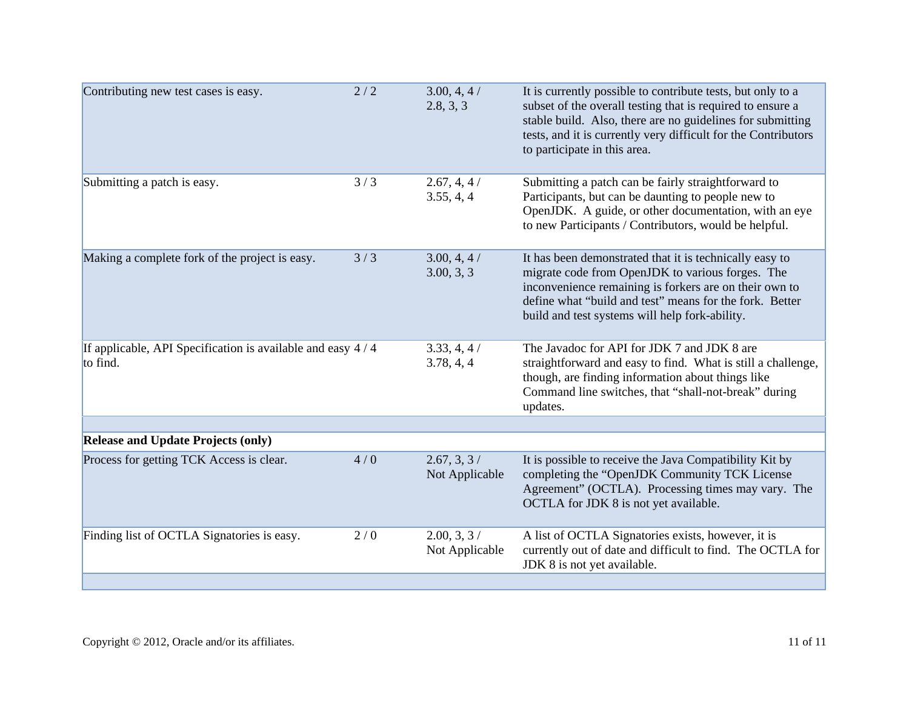| | | | |
|---|---|---|---|
| Contributing new test cases is easy. | 2 / 2 | 3.00, 4, 4 / 2.8, 3, 3 | It is currently possible to contribute tests, but only to a subset of the overall testing that is required to ensure a stable build. Also, there are no guidelines for submitting tests, and it is currently very difficult for the Contributors to participate in this area. |
| Submitting a patch is easy. | 3 / 3 | 2.67, 4, 4 / 3.55, 4, 4 | Submitting a patch can be fairly straightforward to Participants, but can be daunting to people new to OpenJDK. A guide, or other documentation, with an eye to new Participants / Contributors, would be helpful. |
| Making a complete fork of the project is easy. | 3 / 3 | 3.00, 4, 4 / 3.00, 3, 3 | It has been demonstrated that it is technically easy to migrate code from OpenJDK to various forges. The inconvenience remaining is forkers are on their own to define what "build and test" means for the fork. Better build and test systems will help fork-ability. |
| If applicable, API Specification is available and easy to find. | 4 / 4 | 3.33, 4, 4 / 3.78, 4, 4 | The Javadoc for API for JDK 7 and JDK 8 are straightforward and easy to find. What is still a challenge, though, are finding information about things like Command line switches, that "shall-not-break" during updates. |
| | | | |
| **Release and Update Projects (only)** | | | |
| Process for getting TCK Access is clear. | 4 / 0 | 2.67, 3, 3 / Not Applicable | It is possible to receive the Java Compatibility Kit by completing the "OpenJDK Community TCK License Agreement" (OCTLA). Processing times may vary. The OCTLA for JDK 8 is not yet available. |
| Finding list of OCTLA Signatories is easy. | 2 / 0 | 2.00, 3, 3 / Not Applicable | A list of OCTLA Signatories exists, however, it is currently out of date and difficult to find. The OCTLA for JDK 8 is not yet available. |

Copyright © 2012, Oracle and/or its affiliates.